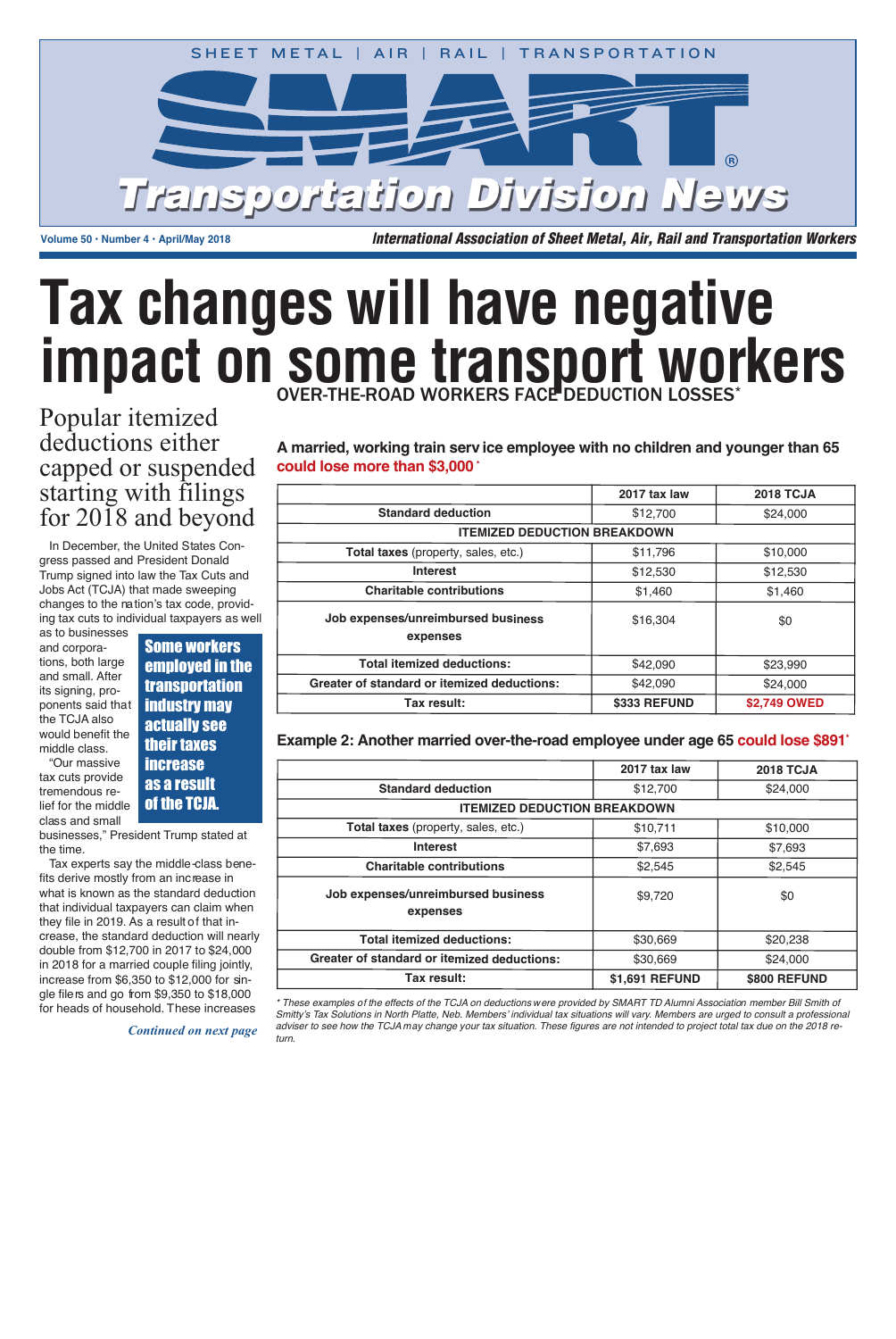SHEET METAL | AIR | RAIL | TRANSPORTATION

# SMART Transportation Division News

Volume 50 • Number 4 • April/May 2018

*International Association of Sheet Metal, Air, Rail and Transportation Workers*

# Tax changes will have negative impact on some transport workers

## Popular itemized deductions either capped or suspended starting with filings for 2018 and beyond

In December, the United States Congress passed and President Donald Trump signed into law the Tax Cuts and Jobs Act (TCJA) that made sweeping changes to the nation's tax code, providing tax cuts to individual taxpayers as well as to businesses and corporations, both large and small. After its signing, proponents said that the TCJA also would benefit the middle class.

"Our massive tax cuts provide tremendous relief for the middle class and small businesses," President Trump stated at the time.

Tax experts say the middle-class benefits derive mostly from an increase in what is known as the standard deduction that individual taxpayers can claim when they file in 2019. As a result of that increase, the standard deduction will nearly double from $12,700 in 2017 to $24,000 in 2018 for a married couple filing jointly, increase from $6,350 to $12,000 for single filers and go from $9,350 to $18,000 for heads of household. These increases

*Continued on next page*

**Some workers employed in the transportation industry may actually see their taxes increase as a result of the TCJA.**

## OVER-THE-ROAD WORKERS FACE DEDUCTION LOSSES*

**A married, working train service employee with no children and younger than 65 could lose more than $3,000***

| | 2017 tax law | 2018 TCJA |
|---|---|---|
| **Standard deduction** | $12,700 | $24,000 |
| **ITEMIZED DEDUCTION BREAKDOWN** | | |
| **Total taxes** (property, sales, etc.) | $11,796 | $10,000 |
| **Interest** | $12,530 | $12,530 |
| **Charitable contributions** | $1,460 | $1,460 |
| **Job expenses/unreimbursed business expenses** | $16,304 | $0 |
| **Total itemized deductions:** | $42,090 | $23,990 |
| **Greater of standard or itemized deductions:** | $42,090 | $24,000 |
| **Tax result:** | **$333 REFUND** | **$2,749 OWED** |

**Example 2: Another married over-the-road employee under age 65 could lose $891***

| | 2017 tax law | 2018 TCJA |
|---|---|---|
| **Standard deduction** | $12,700 | $24,000 |
| **ITEMIZED DEDUCTION BREAKDOWN** | | |
| **Total taxes** (property, sales, etc.) | $10,711 | $10,000 |
| **Interest** | $7,693 | $7,693 |
| **Charitable contributions** | $2,545 | $2,545 |
| **Job expenses/unreimbursed business expenses** | $9,720 | $0 |
| **Total itemized deductions:** | $30,669 | $20,238 |
| **Greater of standard or itemized deductions:** | $30,669 | $24,000 |
| **Tax result:** | **$1,691 REFUND** | **$800 REFUND** |

*\* These examples of the effects of the TCJA on deductions were provided by SMART TD Alumni Association member Bill Smith of Smitty's Tax Solutions in North Platte, Neb. Members' individual tax situations will vary. Members are urged to consult a professional adviser to see how the TCJA may change your tax situation. These figures are not intended to project total tax due on the 2018 return.*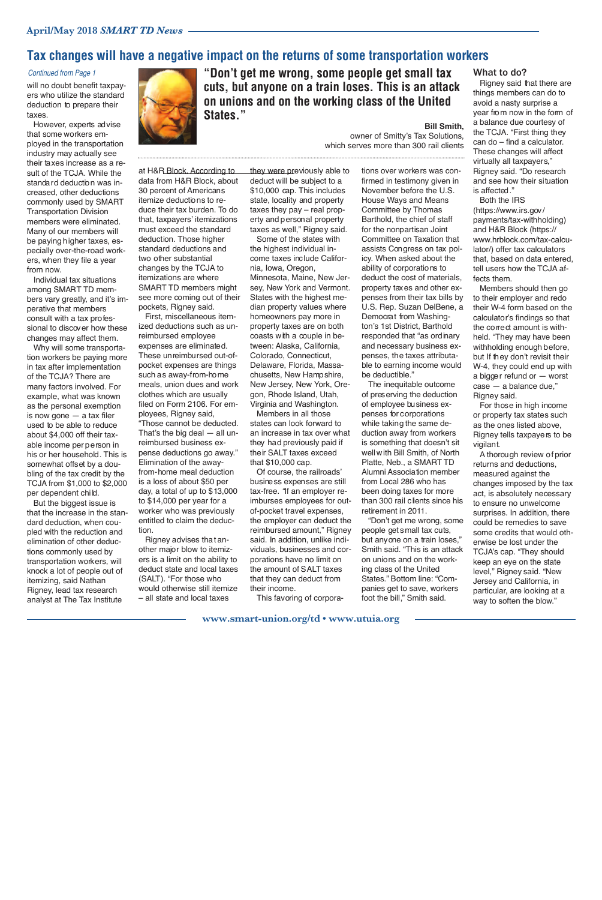## Tax changes will have a negative impact on the returns of some transportation workers

*Continued from Page 1*

will no doubt benefit taxpayers who utilize the standard deduction to prepare their taxes.

However, experts advise that some workers employed in the transportation industry may actually see their taxes increase as a result of the TCJA. While the standard deduction was increased, other deductions commonly used by SMART Transportation Division members were eliminated. Many of our members will be paying higher taxes, especially over-the-road workers, when they file a year from now.

Individual tax situations among SMART TD members vary greatly, and it's imperative that members consult with a tax professional to discover how these changes may affect them.

Why will some transportation workers be paying more in tax after implementation of the TCJA? There are many factors involved. For example, what was known as the personal exemption is now gone — a tax filer used to be able to reduce about $4,000 off their taxable income per person in his or her household. This is somewhat offset by a doubling of the tax credit by the TCJA from $1,000 to $2,000 per dependent child.

But the biggest issue is that the increase in the standard deduction, when coupled with the reduction and elimination of other deductions commonly used by transportation workers, will knock a lot of people out of itemizing, said Nathan Rigney, lead tax research analyst at The Tax Institute at H&R Block. According to data from H&R Block, about 30 percent of Americans itemize deductions to reduce their tax burden. To do that, taxpayers' itemizations must exceed the standard deduction. Those higher standard deductions and two other substantial changes by the TCJA to itemizations are where SMART TD members might see more coming out of their pockets, Rigney said.

**"Don't get me wrong, some people get small tax cuts, but anyone on a train loses. This is an attack on unions and on the working class of the United States."**

**Bill Smith,**
owner of Smitty's Tax Solutions,
which serves more than 300 rail clients

First, miscellaneous itemized deductions such as unreimbursed employee expenses are eliminated. These unreimbursed out-of-pocket expenses are things such as away-from-home meals, union dues and work clothes which are usually filed on Form 2106. For employees, Rigney said, "Those cannot be deducted. That's the big deal — all unreimbursed business expense deductions go away." Elimination of the away-from-home meal deduction is a loss of about $50 per day, a total of up to $13,000 to $14,000 per year for a worker who was previously entitled to claim the deduction.

Rigney advises that another major blow to itemizers is a limit on the ability to deduct state and local taxes (SALT). "For those who would otherwise still itemize – all state and local taxes they were previously able to deduct will be subject to a $10,000 cap. This includes state, locality and property taxes they pay – real property and personal property taxes as well," Rigney said.

Some of the states with the highest individual income taxes include California, Iowa, Oregon, Minnesota, Maine, New Jersey, New York and Vermont. States with the highest median property values where homeowners pay more in property taxes are on both coasts with a couple in between: Alaska, California, Colorado, Connecticut, Delaware, Florida, Massachusetts, New Hampshire, New Jersey, New York, Oregon, Rhode Island, Utah, Virginia and Washington.

Members in all those states can look forward to an increase in tax over what they had previously paid if their SALT taxes exceed that $10,000 cap.

Of course, the railroads' business expenses are still tax-free. "If an employer reimburses employees for out-of-pocket travel expenses, the employer can deduct the reimbursed amount," Rigney said. In addition, unlike individuals, businesses and corporations have no limit on the amount of SALT taxes that they can deduct from their income.

This favoring of corporations over workers was confirmed in testimony given in November before the U.S. House Ways and Means Committee by Thomas Barthold, the chief of staff for the nonpartisan Joint Committee on Taxation that assists Congress on tax policy. When asked about the ability of corporations to deduct the cost of materials, property taxes and other expenses from their tax bills by U.S. Rep. Suzan DelBene, a Democrat from Washington's 1st District, Barthold responded that "as ordinary and necessary business expenses, the taxes attributable to earning income would be deductible."

The inequitable outcome of preserving the deduction of employee business expenses for corporations while taking the same deduction away from workers is something that doesn't sit well with Bill Smith, of North Platte, Neb., a SMART TD Alumni Association member from Local 286 who has been doing taxes for more than 300 rail clients since his retirement in 2011.

"Don't get me wrong, some people get small tax cuts, but anyone on a train loses," Smith said. "This is an attack on unions and on the working class of the United States." Bottom line: "Companies get to save, workers foot the bill," Smith said.

### What to do?

Rigney said that there are things members can do to avoid a nasty surprise a year from now in the form of a balance due courtesy of the TCJA. "First thing they can do – find a calculator. These changes will affect virtually all taxpayers," Rigney said. "Do research and see how their situation is affected."

Both the IRS (https://www.irs.gov/payments/tax-withholding) and H&R Block (https://www.hrblock.com/tax-calculator/) offer tax calculators that, based on data entered, tell users how the TCJA affects them.

Members should then go to their employer and redo their W-4 form based on the calculator's findings so that the correct amount is withheld. "They may have been withholding enough before, but If they don't revisit their W-4, they could end up with a bigger refund or — worst case — a balance due," Rigney said.

For those in high income or property tax states such as the ones listed above, Rigney tells taxpayers to be vigilant.

A thorough review of prior returns and deductions, measured against the changes imposed by the tax act, is absolutely necessary to ensure no unwelcome surprises. In addition, there could be remedies to save some credits that would otherwise be lost under the TCJA's cap. "They should keep an eye on the state level," Rigney said. "New Jersey and California, in particular, are looking at a way to soften the blow."